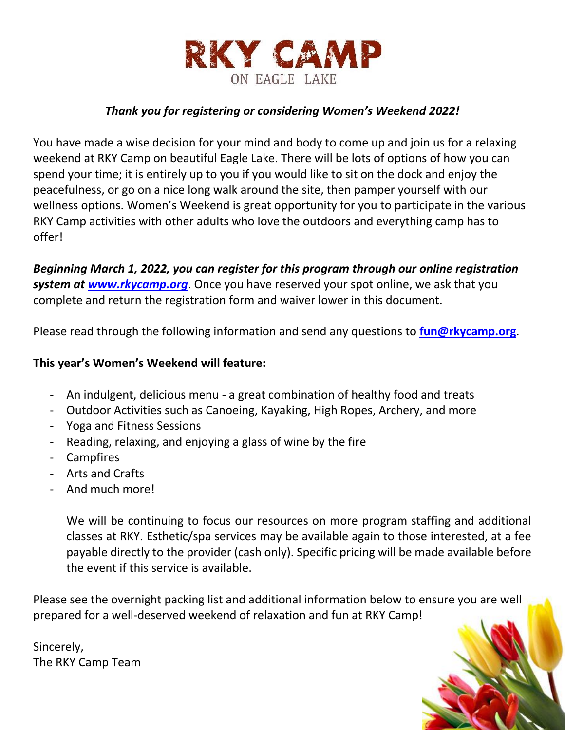# RKY CAMP

ON EAGLE LAKE

***Thank you for registering or considering Women's Weekend 2022!***

You have made a wise decision for your mind and body to come up and join us for a relaxing weekend at RKY Camp on beautiful Eagle Lake. There will be lots of options of how you can spend your time; it is entirely up to you if you would like to sit on the dock and enjoy the peacefulness, or go on a nice long walk around the site, then pamper yourself with our wellness options. Women's Weekend is great opportunity for you to participate in the various RKY Camp activities with other adults who love the outdoors and everything camp has to offer!

***Beginning March 1, 2022, you can register for this program through our online registration system at [www.rkycamp.org](http://www.rkycamp.org)***. Once you have reserved your spot online, we ask that you complete and return the registration form and waiver lower in this document.

Please read through the following information and send any questions to **fun@rkycamp.org**.

**This year's Women's Weekend will feature:**

- An indulgent, delicious menu - a great combination of healthy food and treats
- Outdoor Activities such as Canoeing, Kayaking, High Ropes, Archery, and more
- Yoga and Fitness Sessions
- Reading, relaxing, and enjoying a glass of wine by the fire
- Campfires
- Arts and Crafts
- And much more!

We will be continuing to focus our resources on more program staffing and additional classes at RKY. Esthetic/spa services may be available again to those interested, at a fee payable directly to the provider (cash only). Specific pricing will be made available before the event if this service is available.

Please see the overnight packing list and additional information below to ensure you are well prepared for a well-deserved weekend of relaxation and fun at RKY Camp!

Sincerely,
The RKY Camp Team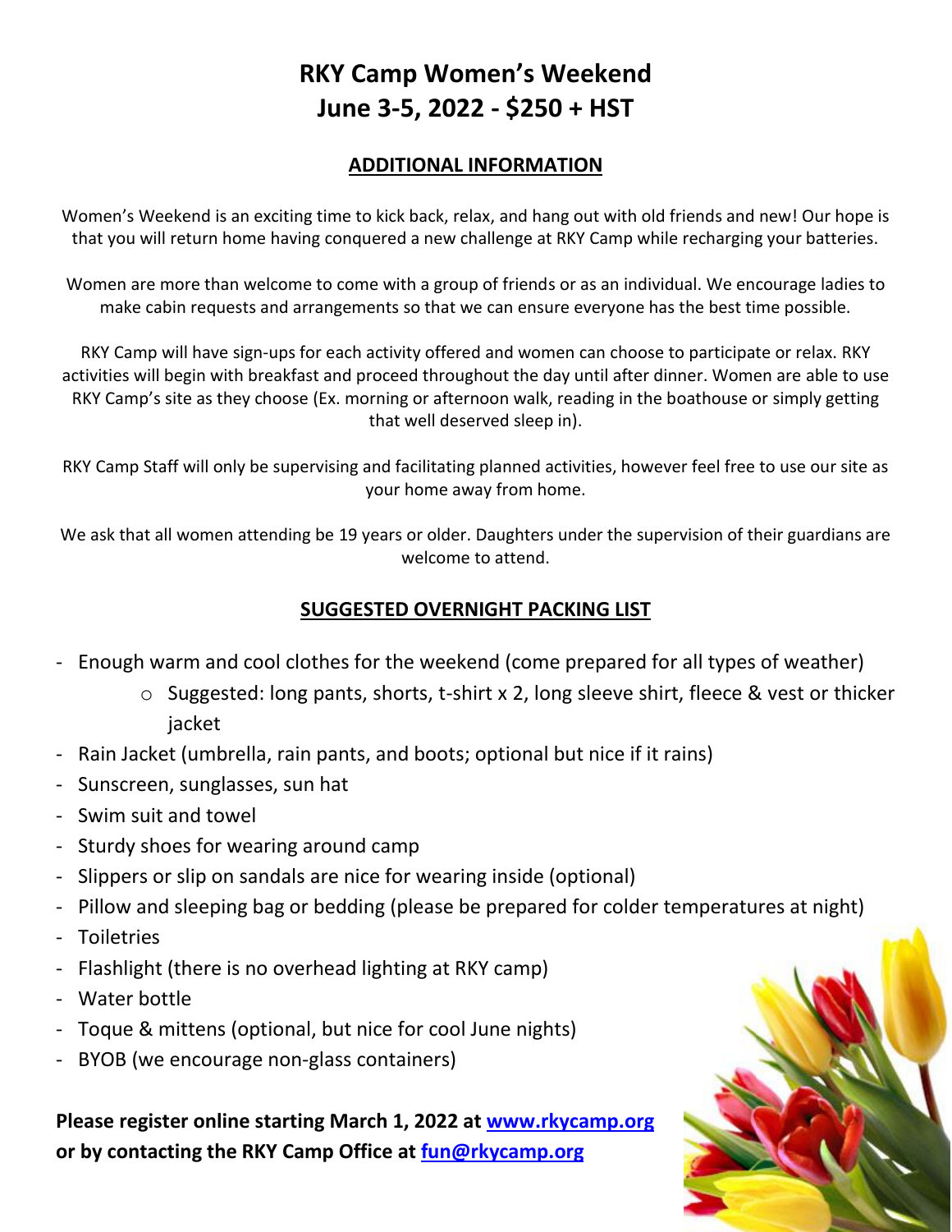# RKY Camp Women's Weekend
# June 3-5, 2022 - $250 + HST

## ADDITIONAL INFORMATION

Women's Weekend is an exciting time to kick back, relax, and hang out with old friends and new! Our hope is that you will return home having conquered a new challenge at RKY Camp while recharging your batteries.

Women are more than welcome to come with a group of friends or as an individual. We encourage ladies to make cabin requests and arrangements so that we can ensure everyone has the best time possible.

RKY Camp will have sign-ups for each activity offered and women can choose to participate or relax. RKY activities will begin with breakfast and proceed throughout the day until after dinner. Women are able to use RKY Camp's site as they choose (Ex. morning or afternoon walk, reading in the boathouse or simply getting that well deserved sleep in).

RKY Camp Staff will only be supervising and facilitating planned activities, however feel free to use our site as your home away from home.

We ask that all women attending be 19 years or older. Daughters under the supervision of their guardians are welcome to attend.

## SUGGESTED OVERNIGHT PACKING LIST

- Enough warm and cool clothes for the weekend (come prepared for all types of weather)
  - Suggested: long pants, shorts, t-shirt x 2, long sleeve shirt, fleece & vest or thicker jacket
- Rain Jacket (umbrella, rain pants, and boots; optional but nice if it rains)
- Sunscreen, sunglasses, sun hat
- Swim suit and towel
- Sturdy shoes for wearing around camp
- Slippers or slip on sandals are nice for wearing inside (optional)
- Pillow and sleeping bag or bedding (please be prepared for colder temperatures at night)
- Toiletries
- Flashlight (there is no overhead lighting at RKY camp)
- Water bottle
- Toque & mittens (optional, but nice for cool June nights)
- BYOB (we encourage non-glass containers)

**Please register online starting March 1, 2022 at [www.rkycamp.org](http://www.rkycamp.org) or by contacting the RKY Camp Office at [fun@rkycamp.org](mailto:fun@rkycamp.org)**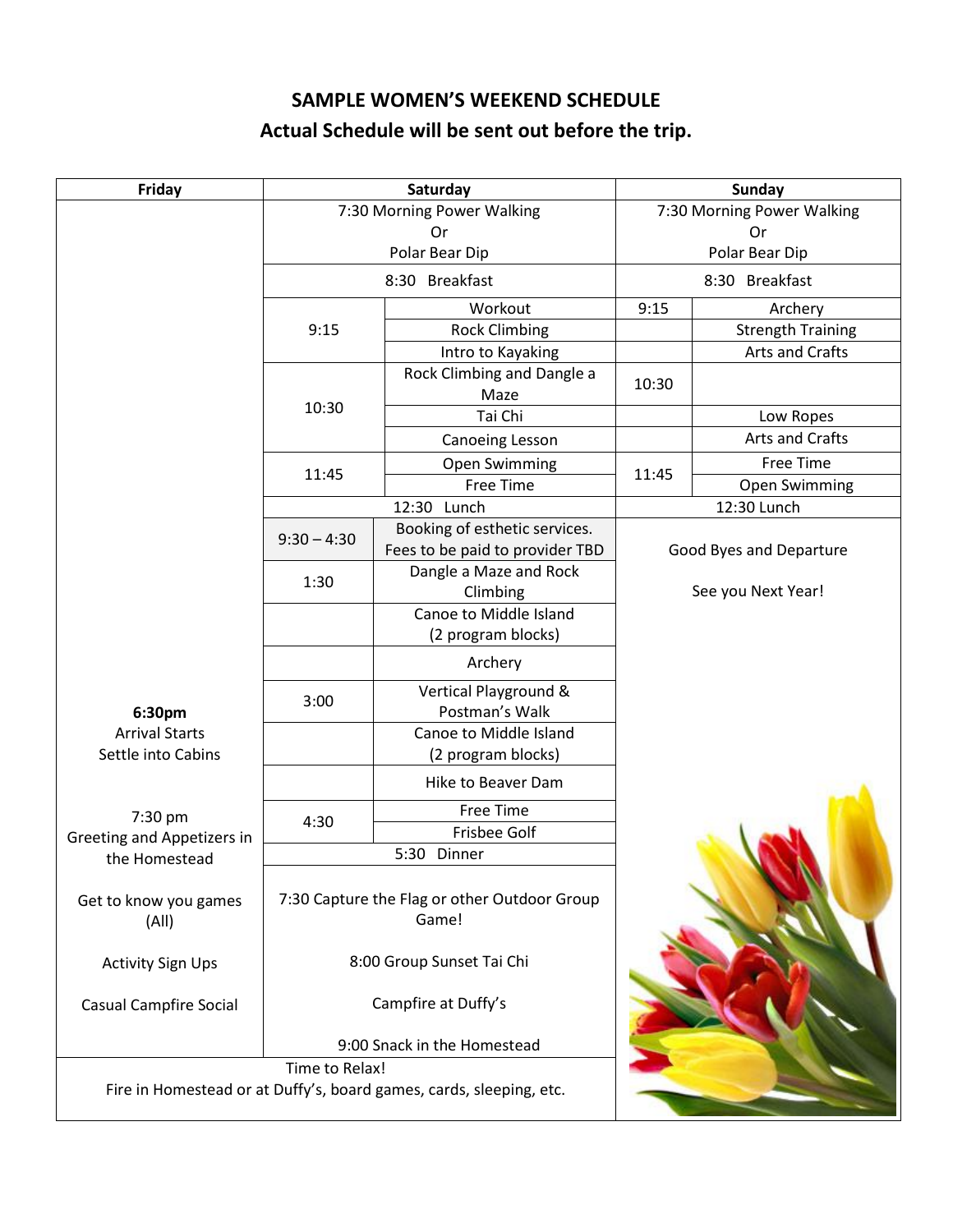## SAMPLE WOMEN'S WEEKEND SCHEDULE

## Actual Schedule will be sent out before the trip.

| Friday | Saturday | | Sunday | |
|---|---|---|---|---|
| | 7:30 Morning Power Walking<br>Or<br>Polar Bear Dip | | 7:30 Morning Power Walking<br>Or<br>Polar Bear Dip | |
| | 8:30 Breakfast | | 8:30 Breakfast | |
| | 9:15 | Workout | 9:15 | Archery |
| | | Rock Climbing | | Strength Training |
| | | Intro to Kayaking | | Arts and Crafts |
| | 10:30 | Rock Climbing and Dangle a Maze | 10:30 | |
| | | Tai Chi | | Low Ropes |
| | | Canoeing Lesson | | Arts and Crafts |
| | 11:45 | Open Swimming | 11:45 | Free Time |
| | | Free Time | | Open Swimming |
| | 12:30 Lunch | | 12:30 Lunch | |
| | 9:30 – 4:30 | Booking of esthetic services. Fees to be paid to provider TBD | Good Byes and Departure<br><br>See you Next Year! | |
| | 1:30 | Dangle a Maze and Rock Climbing | | |
| | | Canoe to Middle Island (2 program blocks) | | |
| | | Archery | | |
| 6:30pm<br>Arrival Starts<br>Settle into Cabins | 3:00 | Vertical Playground & Postman's Walk | | |
| | | Canoe to Middle Island (2 program blocks) | | |
| | | Hike to Beaver Dam | | |
| 7:30 pm<br>Greeting and Appetizers in the Homestead | 4:30 | Free Time | | |
| | | Frisbee Golf | | |
| | 5:30 Dinner | | | |
| Get to know you games (All)<br><br>Activity Sign Ups<br><br>Casual Campfire Social | 7:30 Capture the Flag or other Outdoor Group Game!<br><br>8:00 Group Sunset Tai Chi<br><br>Campfire at Duffy's<br><br>9:00 Snack in the Homestead | | | |
| Time to Relax!<br>Fire in Homestead or at Duffy's, board games, cards, sleeping, etc. | | | | |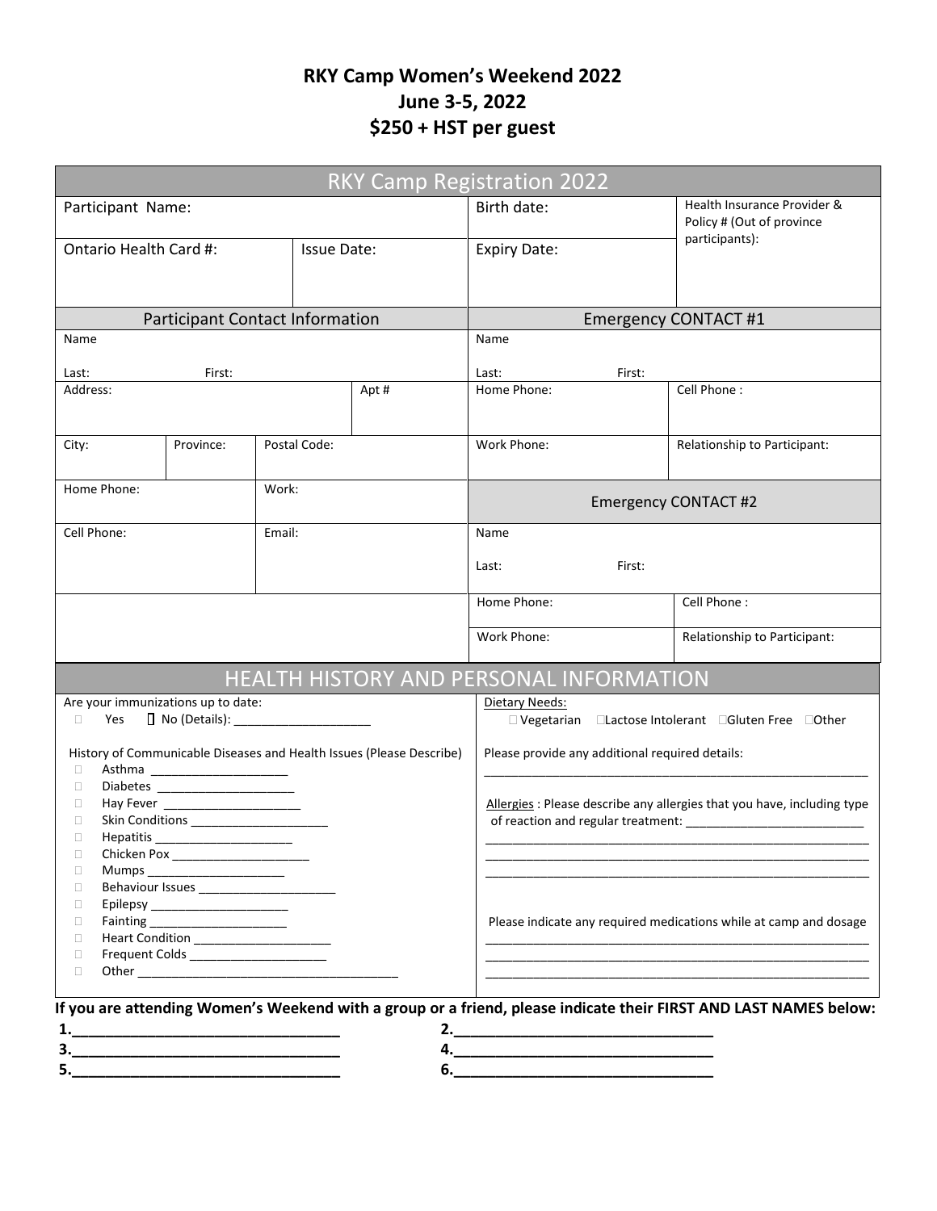# RKY Camp Women's Weekend 2022
## June 3-5, 2022
## $250 + HST per guest

## RKY Camp Registration 2022

| Participant Name: | | Birth date: | Health Insurance Provider & Policy # (Out of province participants): |
|---|---|---|---|
| Ontario Health Card #: | Issue Date: | Expiry Date: | |

| Participant Contact Information | | | | Emergency CONTACT #1 | |
|---|---|---|---|---|---|
| Name<br>Last: First: | | | | Name<br>Last: First: | |
| Address: | | | Apt # | Home Phone: | Cell Phone : |
| City: | Province: | Postal Code: | | Work Phone: | Relationship to Participant: |
| Home Phone: | | Work: | | Emergency CONTACT #2 | |
| Cell Phone: | | Email: | | Name<br>Last: First: | |
| | | | | Home Phone: | Cell Phone : |
| | | | | Work Phone: | Relationship to Participant: |

## HEALTH HISTORY AND PERSONAL INFORMATION

Are your immunizations up to date:
- ☐ Yes ☐ No (Details): ____________________

History of Communicable Diseases and Health Issues (Please Describe)
- ☐ Asthma ____________________
- ☐ Diabetes ____________________
- ☐ Hay Fever ____________________
- ☐ Skin Conditions ____________________
- ☐ Hepatitis ____________________
- ☐ Chicken Pox ____________________
- ☐ Mumps ____________________
- ☐ Behaviour Issues ____________________
- ☐ Epilepsy ____________________
- ☐ Fainting ____________________
- ☐ Heart Condition ____________________
- ☐ Frequent Colds ____________________
- ☐ Other ______________________________________

Dietary Needs:
☐ Vegetarian ☐Lactose Intolerant ☐Gluten Free ☐Other

Please provide any additional required details:
__________________________________________________________

Allergies : Please describe any allergies that you have, including type of reaction and regular treatment: __________________________
__________________________________________________________
__________________________________________________________
__________________________________________________________

Please indicate any required medications while at camp and dosage
__________________________________________________________
__________________________________________________________
__________________________________________________________

**If you are attending Women's Weekend with a group or a friend, please indicate their FIRST AND LAST NAMES below:**

**1.**________________________________ **2.**______________________________
**3.**________________________________ **4.**______________________________
**5.**________________________________ **6.**______________________________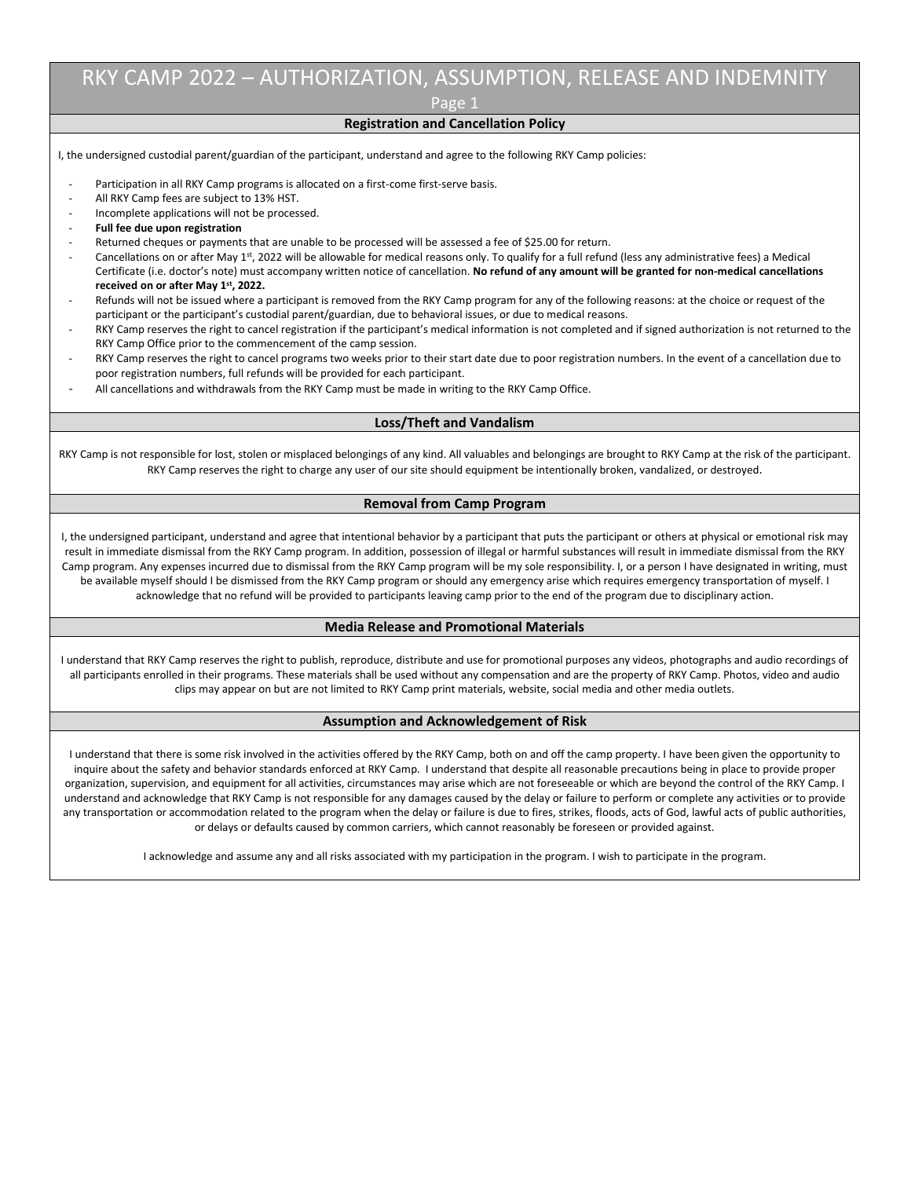# RKY CAMP 2022 – AUTHORIZATION, ASSUMPTION, RELEASE AND INDEMNITY

Page 1

## Registration and Cancellation Policy

I, the undersigned custodial parent/guardian of the participant, understand and agree to the following RKY Camp policies:

- Participation in all RKY Camp programs is allocated on a first-come first-serve basis.
- All RKY Camp fees are subject to 13% HST.
- Incomplete applications will not be processed.
- **Full fee due upon registration**
- Returned cheques or payments that are unable to be processed will be assessed a fee of $25.00 for return.
- Cancellations on or after May 1st, 2022 will be allowable for medical reasons only. To qualify for a full refund (less any administrative fees) a Medical Certificate (i.e. doctor's note) must accompany written notice of cancellation. **No refund of any amount will be granted for non-medical cancellations received on or after May 1st, 2022.**
- Refunds will not be issued where a participant is removed from the RKY Camp program for any of the following reasons: at the choice or request of the participant or the participant's custodial parent/guardian, due to behavioral issues, or due to medical reasons.
- RKY Camp reserves the right to cancel registration if the participant's medical information is not completed and if signed authorization is not returned to the RKY Camp Office prior to the commencement of the camp session.
- RKY Camp reserves the right to cancel programs two weeks prior to their start date due to poor registration numbers. In the event of a cancellation due to poor registration numbers, full refunds will be provided for each participant.
- All cancellations and withdrawals from the RKY Camp must be made in writing to the RKY Camp Office.

## Loss/Theft and Vandalism

RKY Camp is not responsible for lost, stolen or misplaced belongings of any kind. All valuables and belongings are brought to RKY Camp at the risk of the participant. RKY Camp reserves the right to charge any user of our site should equipment be intentionally broken, vandalized, or destroyed.

## Removal from Camp Program

I, the undersigned participant, understand and agree that intentional behavior by a participant that puts the participant or others at physical or emotional risk may result in immediate dismissal from the RKY Camp program. In addition, possession of illegal or harmful substances will result in immediate dismissal from the RKY Camp program. Any expenses incurred due to dismissal from the RKY Camp program will be my sole responsibility. I, or a person I have designated in writing, must be available myself should I be dismissed from the RKY Camp program or should any emergency arise which requires emergency transportation of myself. I acknowledge that no refund will be provided to participants leaving camp prior to the end of the program due to disciplinary action.

## Media Release and Promotional Materials

I understand that RKY Camp reserves the right to publish, reproduce, distribute and use for promotional purposes any videos, photographs and audio recordings of all participants enrolled in their programs. These materials shall be used without any compensation and are the property of RKY Camp. Photos, video and audio clips may appear on but are not limited to RKY Camp print materials, website, social media and other media outlets.

## Assumption and Acknowledgement of Risk

I understand that there is some risk involved in the activities offered by the RKY Camp, both on and off the camp property. I have been given the opportunity to inquire about the safety and behavior standards enforced at RKY Camp. I understand that despite all reasonable precautions being in place to provide proper organization, supervision, and equipment for all activities, circumstances may arise which are not foreseeable or which are beyond the control of the RKY Camp. I understand and acknowledge that RKY Camp is not responsible for any damages caused by the delay or failure to perform or complete any activities or to provide any transportation or accommodation related to the program when the delay or failure is due to fires, strikes, floods, acts of God, lawful acts of public authorities, or delays or defaults caused by common carriers, which cannot reasonably be foreseen or provided against.

I acknowledge and assume any and all risks associated with my participation in the program. I wish to participate in the program.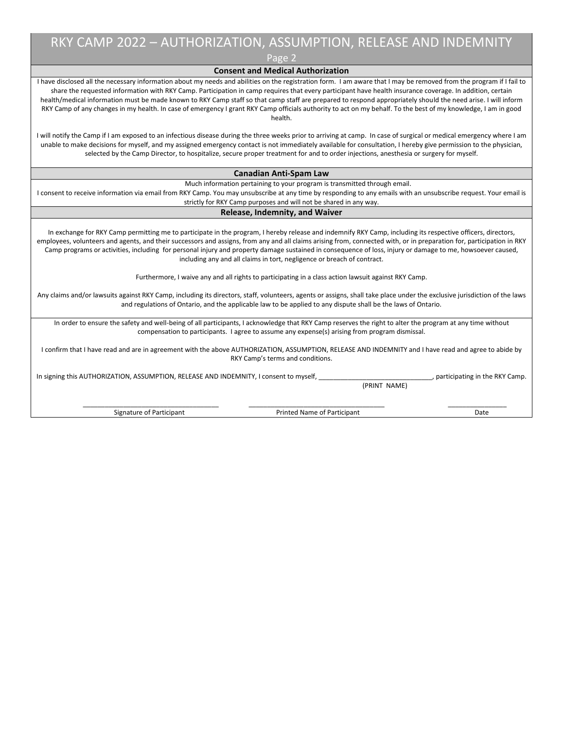# RKY CAMP 2022 – AUTHORIZATION, ASSUMPTION, RELEASE AND INDEMNITY

Page 2

## Consent and Medical Authorization

I have disclosed all the necessary information about my needs and abilities on the registration form. I am aware that I may be removed from the program if I fail to share the requested information with RKY Camp. Participation in camp requires that every participant have health insurance coverage. In addition, certain health/medical information must be made known to RKY Camp staff so that camp staff are prepared to respond appropriately should the need arise. I will inform RKY Camp of any changes in my health. In case of emergency I grant RKY Camp officials authority to act on my behalf. To the best of my knowledge, I am in good health.

I will notify the Camp if I am exposed to an infectious disease during the three weeks prior to arriving at camp. In case of surgical or medical emergency where I am unable to make decisions for myself, and my assigned emergency contact is not immediately available for consultation, I hereby give permission to the physician, selected by the Camp Director, to hospitalize, secure proper treatment for and to order injections, anesthesia or surgery for myself.

## Canadian Anti-Spam Law

Much information pertaining to your program is transmitted through email.

I consent to receive information via email from RKY Camp. You may unsubscribe at any time by responding to any emails with an unsubscribe request. Your email is strictly for RKY Camp purposes and will not be shared in any way.

## Release, Indemnity, and Waiver

In exchange for RKY Camp permitting me to participate in the program, I hereby release and indemnify RKY Camp, including its respective officers, directors, employees, volunteers and agents, and their successors and assigns, from any and all claims arising from, connected with, or in preparation for, participation in RKY Camp programs or activities, including for personal injury and property damage sustained in consequence of loss, injury or damage to me, howsoever caused, including any and all claims in tort, negligence or breach of contract.

Furthermore, I waive any and all rights to participating in a class action lawsuit against RKY Camp.

Any claims and/or lawsuits against RKY Camp, including its directors, staff, volunteers, agents or assigns, shall take place under the exclusive jurisdiction of the laws and regulations of Ontario, and the applicable law to be applied to any dispute shall be the laws of Ontario.

In order to ensure the safety and well-being of all participants, I acknowledge that RKY Camp reserves the right to alter the program at any time without compensation to participants. I agree to assume any expense(s) arising from program dismissal.

I confirm that I have read and are in agreement with the above AUTHORIZATION, ASSUMPTION, RELEASE AND INDEMNITY and I have read and agree to abide by RKY Camp's terms and conditions.

In signing this AUTHORIZATION, ASSUMPTION, RELEASE AND INDEMNITY, I consent to myself, ______________________________, participating in the RKY Camp.

(PRINT NAME)

_____________________________________ Signature of Participant

_____________________________________ Printed Name of Participant

________________ Date